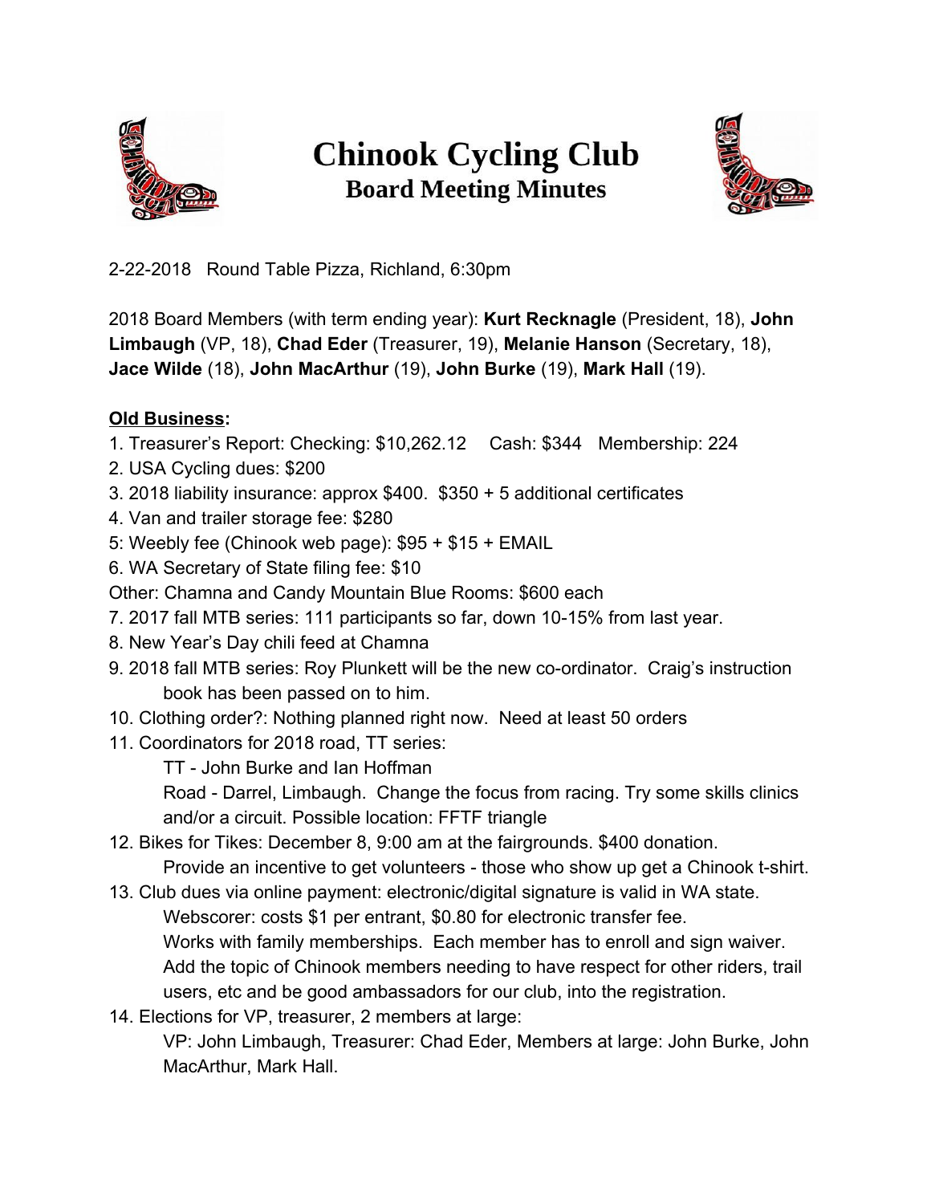# Chinook Cycling Club
## Board Meeting Minutes

2-22-2018 Round Table Pizza, Richland, 6:30pm

2018 Board Members (with term ending year): **Kurt Recknagle** (President, 18), **John Limbaugh** (VP, 18), **Chad Eder** (Treasurer, 19), **Melanie Hanson** (Secretary, 18), **Jace Wilde** (18), **John MacArthur** (19), **John Burke** (19), **Mark Hall** (19).

**Old Business:**

1. Treasurer's Report: Checking: $10,262.12 Cash: $344 Membership: 224
2. USA Cycling dues: $200
3. 2018 liability insurance: approx $400. $350 + 5 additional certificates
4. Van and trailer storage fee: $280
5: Weebly fee (Chinook web page): $95 + $15 + EMAIL
6. WA Secretary of State filing fee: $10

Other: Chamna and Candy Mountain Blue Rooms: $600 each

7. 2017 fall MTB series: 111 participants so far, down 10-15% from last year.
8. New Year's Day chili feed at Chamna
9. 2018 fall MTB series: Roy Plunkett will be the new co-ordinator. Craig's instruction book has been passed on to him.
10. Clothing order?: Nothing planned right now. Need at least 50 orders
11. Coordinators for 2018 road, TT series:
    TT - John Burke and Ian Hoffman
    Road - Darrel, Limbaugh. Change the focus from racing. Try some skills clinics and/or a circuit. Possible location: FFTF triangle
12. Bikes for Tikes: December 8, 9:00 am at the fairgrounds. $400 donation.
    Provide an incentive to get volunteers - those who show up get a Chinook t-shirt.
13. Club dues via online payment: electronic/digital signature is valid in WA state.
    Webscorer: costs $1 per entrant, $0.80 for electronic transfer fee.
    Works with family memberships. Each member has to enroll and sign waiver.
    Add the topic of Chinook members needing to have respect for other riders, trail users, etc and be good ambassadors for our club, into the registration.
14. Elections for VP, treasurer, 2 members at large:
    VP: John Limbaugh, Treasurer: Chad Eder, Members at large: John Burke, John MacArthur, Mark Hall.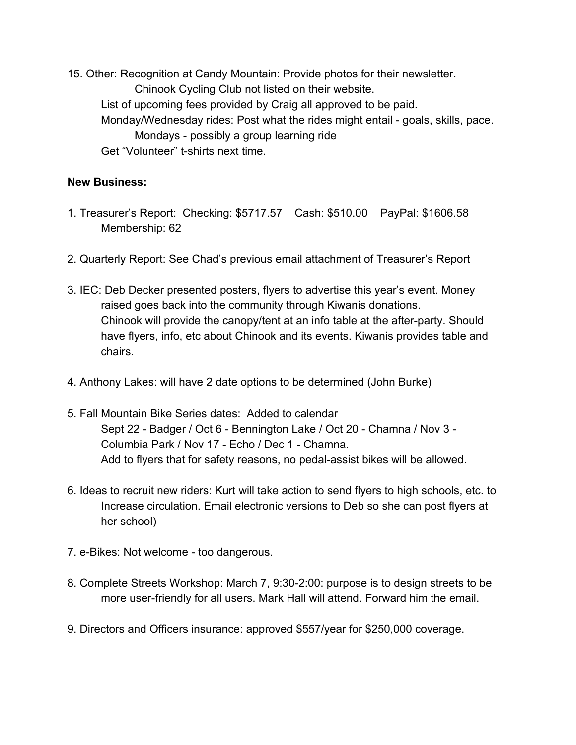15. Other: Recognition at Candy Mountain: Provide photos for their newsletter.
    Chinook Cycling Club not listed on their website.
    List of upcoming fees provided by Craig all approved to be paid.
    Monday/Wednesday rides: Post what the rides might entail - goals, skills, pace.
        Mondays - possibly a group learning ride
    Get "Volunteer" t-shirts next time.

**New Business:**

1. Treasurer's Report: Checking: $5717.57 Cash: $510.00 PayPal: $1606.58
   Membership: 62

2. Quarterly Report: See Chad's previous email attachment of Treasurer's Report

3. IEC: Deb Decker presented posters, flyers to advertise this year's event. Money raised goes back into the community through Kiwanis donations.
   Chinook will provide the canopy/tent at an info table at the after-party. Should have flyers, info, etc about Chinook and its events. Kiwanis provides table and chairs.

4. Anthony Lakes: will have 2 date options to be determined (John Burke)

5. Fall Mountain Bike Series dates: Added to calendar
   Sept 22 - Badger / Oct 6 - Bennington Lake / Oct 20 - Chamna / Nov 3 - Columbia Park / Nov 17 - Echo / Dec 1 - Chamna.
   Add to flyers that for safety reasons, no pedal-assist bikes will be allowed.

6. Ideas to recruit new riders: Kurt will take action to send flyers to high schools, etc. to Increase circulation. Email electronic versions to Deb so she can post flyers at her school)

7. e-Bikes: Not welcome - too dangerous.

8. Complete Streets Workshop: March 7, 9:30-2:00: purpose is to design streets to be more user-friendly for all users. Mark Hall will attend. Forward him the email.

9. Directors and Officers insurance: approved $557/year for $250,000 coverage.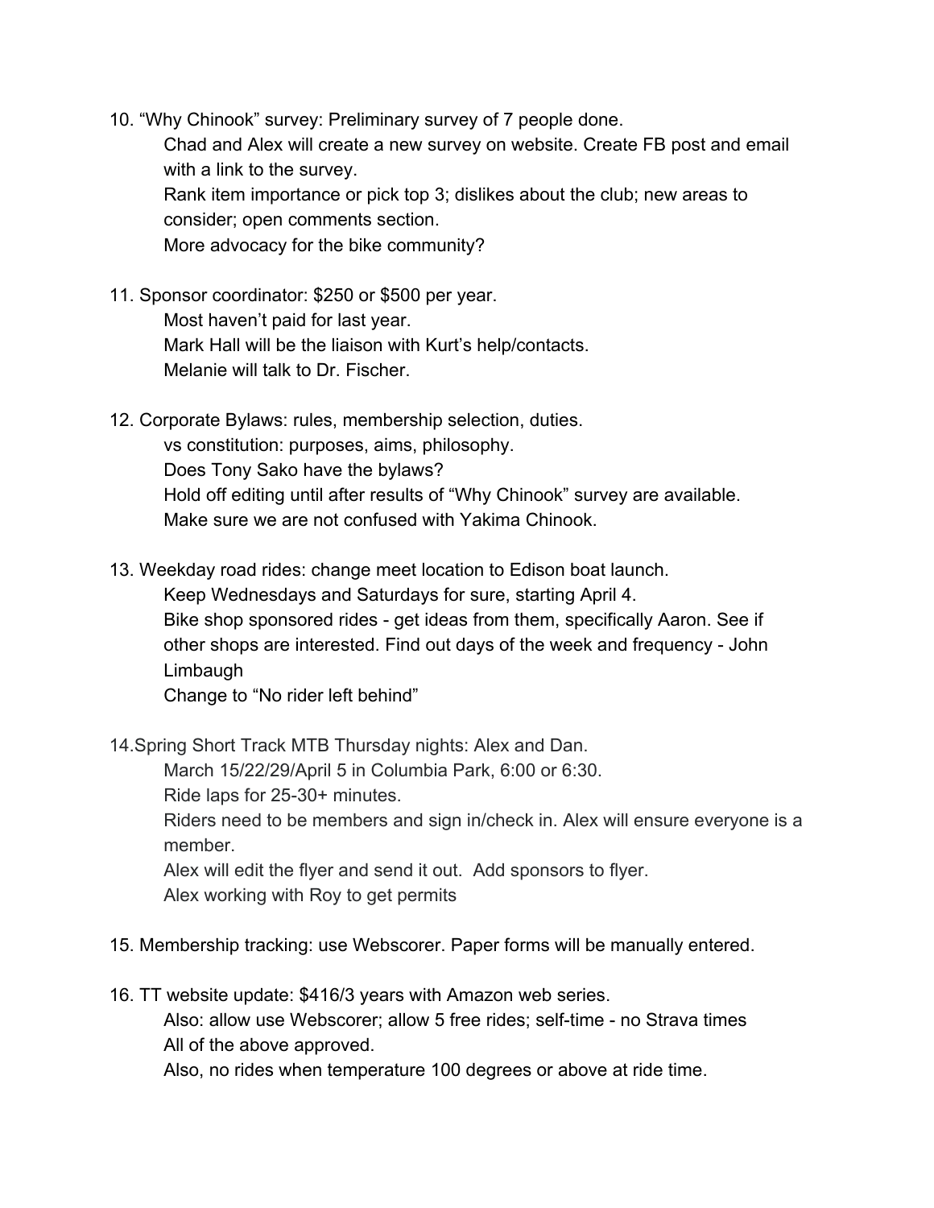10. "Why Chinook" survey: Preliminary survey of 7 people done.
    Chad and Alex will create a new survey on website. Create FB post and email with a link to the survey.
    Rank item importance or pick top 3; dislikes about the club; new areas to consider; open comments section.
    More advocacy for the bike community?

11. Sponsor coordinator: $250 or $500 per year.
    Most haven't paid for last year.
    Mark Hall will be the liaison with Kurt's help/contacts.
    Melanie will talk to Dr. Fischer.

12. Corporate Bylaws: rules, membership selection, duties.
    vs constitution: purposes, aims, philosophy.
    Does Tony Sako have the bylaws?
    Hold off editing until after results of "Why Chinook" survey are available.
    Make sure we are not confused with Yakima Chinook.

13. Weekday road rides: change meet location to Edison boat launch.
    Keep Wednesdays and Saturdays for sure, starting April 4.
    Bike shop sponsored rides - get ideas from them, specifically Aaron. See if other shops are interested. Find out days of the week and frequency - John Limbaugh
    Change to "No rider left behind"

14. Spring Short Track MTB Thursday nights: Alex and Dan.
    March 15/22/29/April 5 in Columbia Park, 6:00 or 6:30.
    Ride laps for 25-30+ minutes.
    Riders need to be members and sign in/check in. Alex will ensure everyone is a member.
    Alex will edit the flyer and send it out. Add sponsors to flyer.
    Alex working with Roy to get permits

15. Membership tracking: use Webscorer. Paper forms will be manually entered.

16. TT website update: $416/3 years with Amazon web series.
    Also: allow use Webscorer; allow 5 free rides; self-time - no Strava times
    All of the above approved.
    Also, no rides when temperature 100 degrees or above at ride time.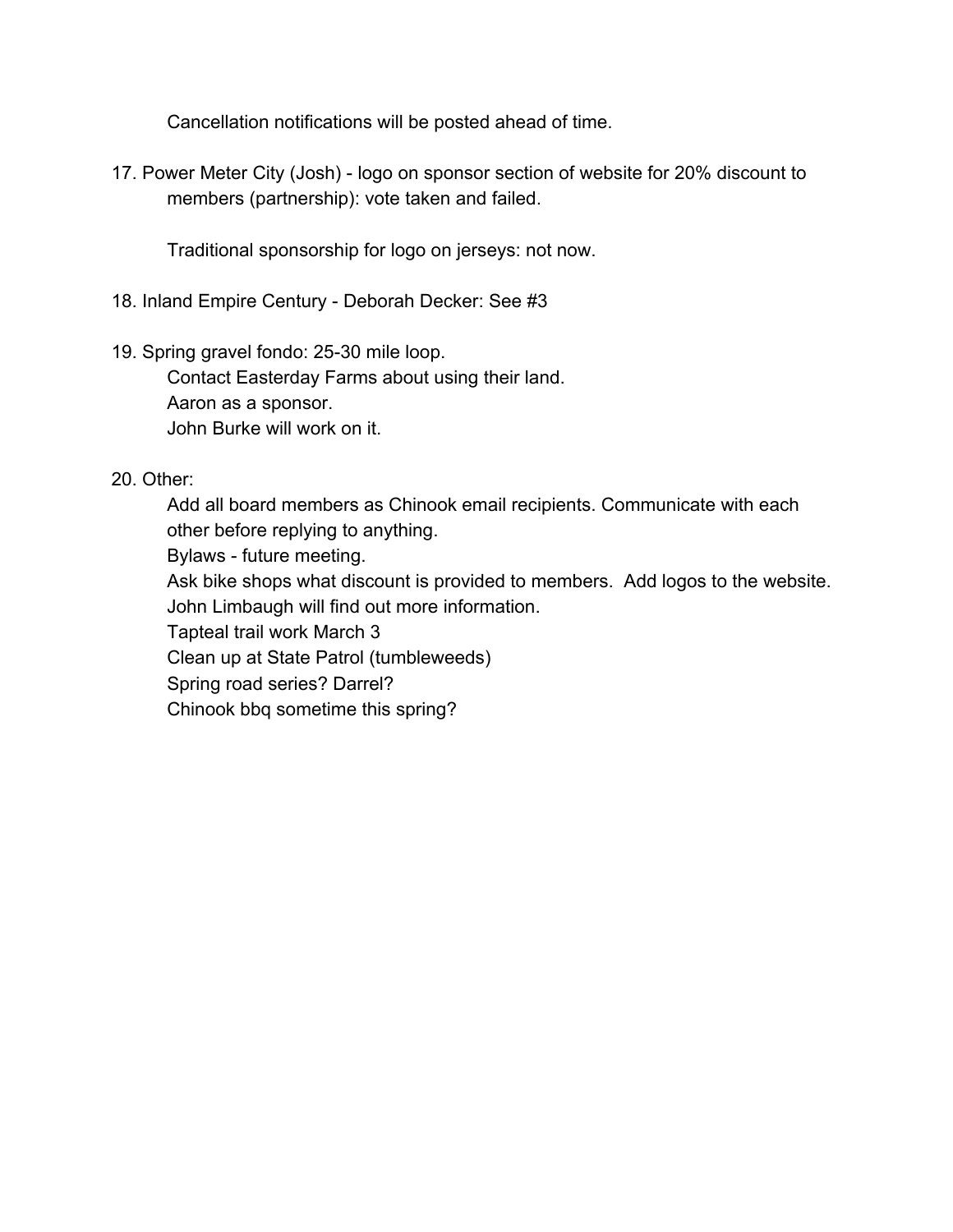Cancellation notifications will be posted ahead of time.

17. Power Meter City (Josh) - logo on sponsor section of website for 20% discount to members (partnership): vote taken and failed.

    Traditional sponsorship for logo on jerseys: not now.

18. Inland Empire Century - Deborah Decker: See #3

19. Spring gravel fondo: 25-30 mile loop.
    Contact Easterday Farms about using their land.
    Aaron as a sponsor.
    John Burke will work on it.

20. Other:
    Add all board members as Chinook email recipients. Communicate with each other before replying to anything.
    Bylaws - future meeting.
    Ask bike shops what discount is provided to members. Add logos to the website.
    John Limbaugh will find out more information.
    Tapteal trail work March 3
    Clean up at State Patrol (tumbleweeds)
    Spring road series? Darrel?
    Chinook bbq sometime this spring?